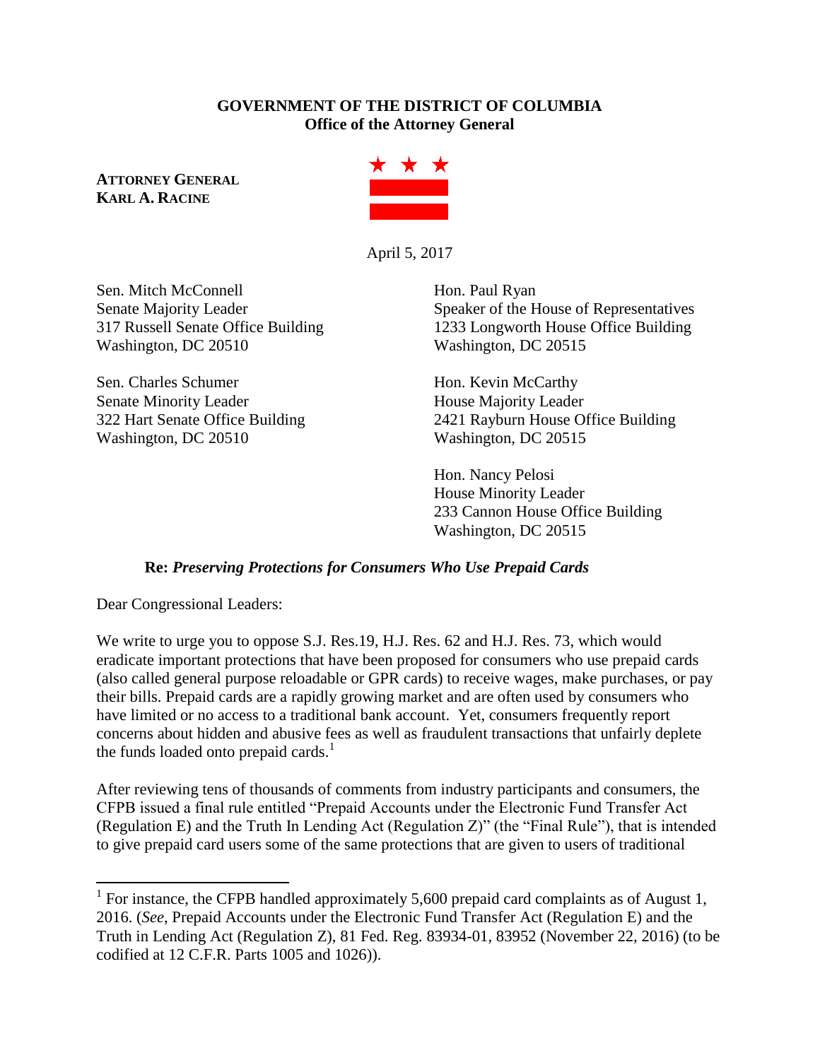**GOVERNMENT OF THE DISTRICT OF COLUMBIA**
**Office of the Attorney General**

**ATTORNEY GENERAL**
**KARL A. RACINE**

April 5, 2017

Sen. Mitch McConnell
Senate Majority Leader
317 Russell Senate Office Building
Washington, DC 20510

Sen. Charles Schumer
Senate Minority Leader
322 Hart Senate Office Building
Washington, DC 20510

Hon. Paul Ryan
Speaker of the House of Representatives
1233 Longworth House Office Building
Washington, DC 20515

Hon. Kevin McCarthy
House Majority Leader
2421 Rayburn House Office Building
Washington, DC 20515

Hon. Nancy Pelosi
House Minority Leader
233 Cannon House Office Building
Washington, DC 20515

**Re:** ***Preserving Protections for Consumers Who Use Prepaid Cards***

Dear Congressional Leaders:

We write to urge you to oppose S.J. Res.19, H.J. Res. 62 and H.J. Res. 73, which would eradicate important protections that have been proposed for consumers who use prepaid cards (also called general purpose reloadable or GPR cards) to receive wages, make purchases, or pay their bills. Prepaid cards are a rapidly growing market and are often used by consumers who have limited or no access to a traditional bank account. Yet, consumers frequently report concerns about hidden and abusive fees as well as fraudulent transactions that unfairly deplete the funds loaded onto prepaid cards.[1]

After reviewing tens of thousands of comments from industry participants and consumers, the CFPB issued a final rule entitled "Prepaid Accounts under the Electronic Fund Transfer Act (Regulation E) and the Truth In Lending Act (Regulation Z)" (the "Final Rule"), that is intended to give prepaid card users some of the same protections that are given to users of traditional

[1] For instance, the CFPB handled approximately 5,600 prepaid card complaints as of August 1, 2016. (*See*, Prepaid Accounts under the Electronic Fund Transfer Act (Regulation E) and the Truth in Lending Act (Regulation Z), 81 Fed. Reg. 83934-01, 83952 (November 22, 2016) (to be codified at 12 C.F.R. Parts 1005 and 1026)).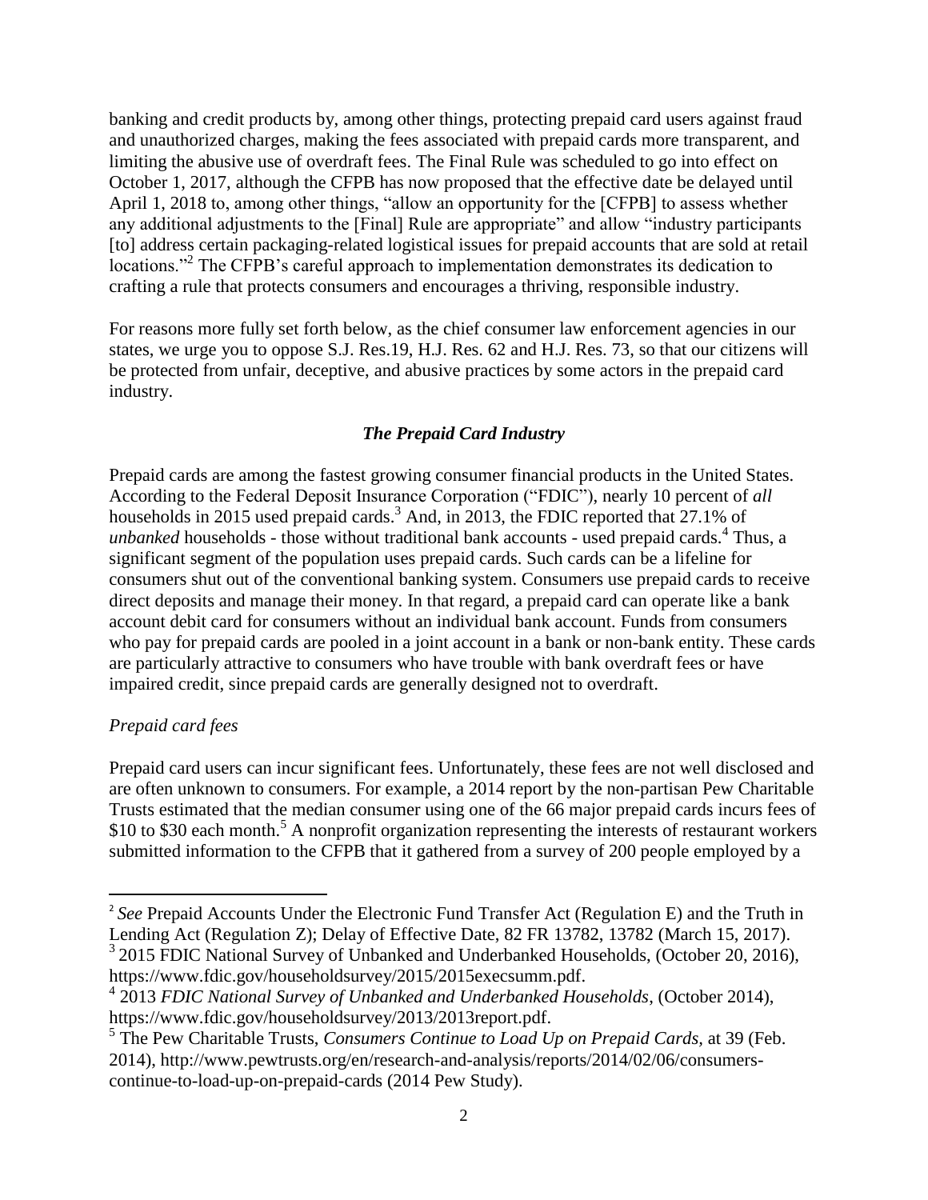banking and credit products by, among other things, protecting prepaid card users against fraud and unauthorized charges, making the fees associated with prepaid cards more transparent, and limiting the abusive use of overdraft fees. The Final Rule was scheduled to go into effect on October 1, 2017, although the CFPB has now proposed that the effective date be delayed until April 1, 2018 to, among other things, "allow an opportunity for the [CFPB] to assess whether any additional adjustments to the [Final] Rule are appropriate" and allow "industry participants [to] address certain packaging-related logistical issues for prepaid accounts that are sold at retail locations."[2] The CFPB's careful approach to implementation demonstrates its dedication to crafting a rule that protects consumers and encourages a thriving, responsible industry.

For reasons more fully set forth below, as the chief consumer law enforcement agencies in our states, we urge you to oppose S.J. Res.19, H.J. Res. 62 and H.J. Res. 73, so that our citizens will be protected from unfair, deceptive, and abusive practices by some actors in the prepaid card industry.

### ***The Prepaid Card Industry***

Prepaid cards are among the fastest growing consumer financial products in the United States. According to the Federal Deposit Insurance Corporation ("FDIC"), nearly 10 percent of *all* households in 2015 used prepaid cards.[3] And, in 2013, the FDIC reported that 27.1% of *unbanked* households - those without traditional bank accounts - used prepaid cards.[4] Thus, a significant segment of the population uses prepaid cards. Such cards can be a lifeline for consumers shut out of the conventional banking system. Consumers use prepaid cards to receive direct deposits and manage their money. In that regard, a prepaid card can operate like a bank account debit card for consumers without an individual bank account. Funds from consumers who pay for prepaid cards are pooled in a joint account in a bank or non-bank entity. These cards are particularly attractive to consumers who have trouble with bank overdraft fees or have impaired credit, since prepaid cards are generally designed not to overdraft.

*Prepaid card fees*

Prepaid card users can incur significant fees. Unfortunately, these fees are not well disclosed and are often unknown to consumers. For example, a 2014 report by the non-partisan Pew Charitable Trusts estimated that the median consumer using one of the 66 major prepaid cards incurs fees of \$10 to \$30 each month.[5] A nonprofit organization representing the interests of restaurant workers submitted information to the CFPB that it gathered from a survey of 200 people employed by a

---

[2] *See* Prepaid Accounts Under the Electronic Fund Transfer Act (Regulation E) and the Truth in Lending Act (Regulation Z); Delay of Effective Date, 82 FR 13782, 13782 (March 15, 2017).

[3] 2015 FDIC National Survey of Unbanked and Underbanked Households, (October 20, 2016), https://www.fdic.gov/householdsurvey/2015/2015execsumm.pdf.

[4] 2013 *FDIC National Survey of Unbanked and Underbanked Households*, (October 2014), https://www.fdic.gov/householdsurvey/2013/2013report.pdf.

[5] The Pew Charitable Trusts, *Consumers Continue to Load Up on Prepaid Cards,* at 39 (Feb. 2014), http://www.pewtrusts.org/en/research-and-analysis/reports/2014/02/06/consumers-continue-to-load-up-on-prepaid-cards (2014 Pew Study).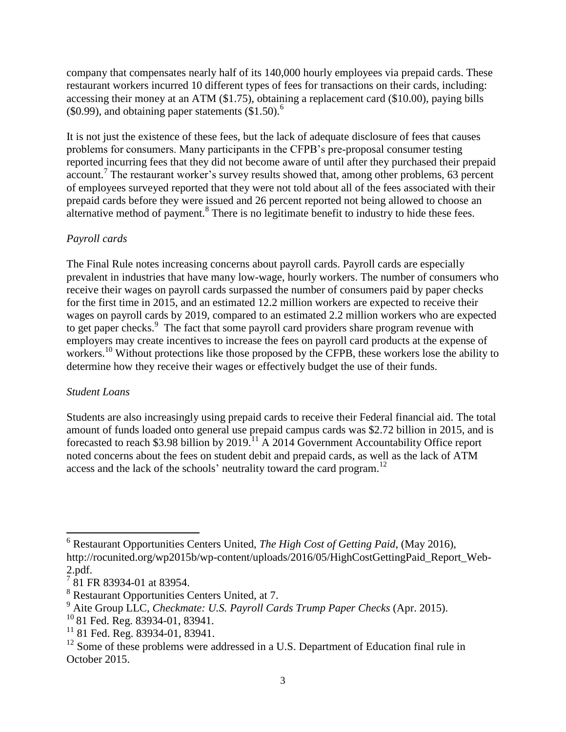company that compensates nearly half of its 140,000 hourly employees via prepaid cards. These restaurant workers incurred 10 different types of fees for transactions on their cards, including: accessing their money at an ATM ($1.75), obtaining a replacement card ($10.00), paying bills ($0.99), and obtaining paper statements ($1.50).[6]

It is not just the existence of these fees, but the lack of adequate disclosure of fees that causes problems for consumers. Many participants in the CFPB's pre-proposal consumer testing reported incurring fees that they did not become aware of until after they purchased their prepaid account.[7] The restaurant worker's survey results showed that, among other problems, 63 percent of employees surveyed reported that they were not told about all of the fees associated with their prepaid cards before they were issued and 26 percent reported not being allowed to choose an alternative method of payment.[8] There is no legitimate benefit to industry to hide these fees.

*Payroll cards*

The Final Rule notes increasing concerns about payroll cards. Payroll cards are especially prevalent in industries that have many low-wage, hourly workers. The number of consumers who receive their wages on payroll cards surpassed the number of consumers paid by paper checks for the first time in 2015, and an estimated 12.2 million workers are expected to receive their wages on payroll cards by 2019, compared to an estimated 2.2 million workers who are expected to get paper checks.[9] The fact that some payroll card providers share program revenue with employers may create incentives to increase the fees on payroll card products at the expense of workers.[10] Without protections like those proposed by the CFPB, these workers lose the ability to determine how they receive their wages or effectively budget the use of their funds.

*Student Loans*

Students are also increasingly using prepaid cards to receive their Federal financial aid. The total amount of funds loaded onto general use prepaid campus cards was $2.72 billion in 2015, and is forecasted to reach $3.98 billion by 2019.[11] A 2014 Government Accountability Office report noted concerns about the fees on student debit and prepaid cards, as well as the lack of ATM access and the lack of the schools' neutrality toward the card program.[12]

---

[6] Restaurant Opportunities Centers United, *The High Cost of Getting Paid*, (May 2016), http://rocunited.org/wp2015b/wp-content/uploads/2016/05/HighCostGettingPaid_Report_Web-2.pdf.

[7] 81 FR 83934-01 at 83954.

[8] Restaurant Opportunities Centers United, at 7.

[9] Aite Group LLC, *Checkmate: U.S. Payroll Cards Trump Paper Checks* (Apr. 2015).

[10] 81 Fed. Reg. 83934-01, 83941.

[11] 81 Fed. Reg. 83934-01, 83941.

[12] Some of these problems were addressed in a U.S. Department of Education final rule in October 2015.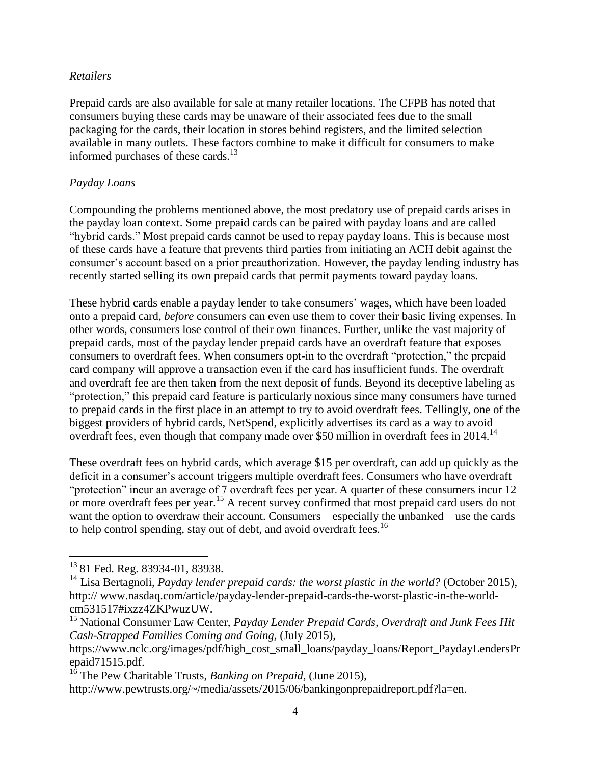*Retailers*

Prepaid cards are also available for sale at many retailer locations. The CFPB has noted that consumers buying these cards may be unaware of their associated fees due to the small packaging for the cards, their location in stores behind registers, and the limited selection available in many outlets. These factors combine to make it difficult for consumers to make informed purchases of these cards.[13]

*Payday Loans*

Compounding the problems mentioned above, the most predatory use of prepaid cards arises in the payday loan context. Some prepaid cards can be paired with payday loans and are called "hybrid cards." Most prepaid cards cannot be used to repay payday loans. This is because most of these cards have a feature that prevents third parties from initiating an ACH debit against the consumer's account based on a prior preauthorization. However, the payday lending industry has recently started selling its own prepaid cards that permit payments toward payday loans.

These hybrid cards enable a payday lender to take consumers' wages, which have been loaded onto a prepaid card, *before* consumers can even use them to cover their basic living expenses. In other words, consumers lose control of their own finances. Further, unlike the vast majority of prepaid cards, most of the payday lender prepaid cards have an overdraft feature that exposes consumers to overdraft fees. When consumers opt-in to the overdraft "protection," the prepaid card company will approve a transaction even if the card has insufficient funds. The overdraft and overdraft fee are then taken from the next deposit of funds. Beyond its deceptive labeling as "protection," this prepaid card feature is particularly noxious since many consumers have turned to prepaid cards in the first place in an attempt to try to avoid overdraft fees. Tellingly, one of the biggest providers of hybrid cards, NetSpend, explicitly advertises its card as a way to avoid overdraft fees, even though that company made over $50 million in overdraft fees in 2014.[14]

These overdraft fees on hybrid cards, which average $15 per overdraft, can add up quickly as the deficit in a consumer's account triggers multiple overdraft fees. Consumers who have overdraft "protection" incur an average of 7 overdraft fees per year. A quarter of these consumers incur 12 or more overdraft fees per year.[15] A recent survey confirmed that most prepaid card users do not want the option to overdraw their account. Consumers – especially the unbanked – use the cards to help control spending, stay out of debt, and avoid overdraft fees.[16]

---

[13] 81 Fed. Reg. 83934-01, 83938.

[14] Lisa Bertagnoli, *Payday lender prepaid cards: the worst plastic in the world?* (October 2015), http:// www.nasdaq.com/article/payday-lender-prepaid-cards-the-worst-plastic-in-the-world-cm531517#ixzz4ZKPwuzUW.

[15] National Consumer Law Center, *Payday Lender Prepaid Cards, Overdraft and Junk Fees Hit Cash-Strapped Families Coming and Going*, (July 2015), https://www.nclc.org/images/pdf/high_cost_small_loans/payday_loans/Report_PaydayLendersPrepaid71515.pdf.

[16] The Pew Charitable Trusts, *Banking on Prepaid*, (June 2015), http://www.pewtrusts.org/~/media/assets/2015/06/bankingonprepaidreport.pdf?la=en.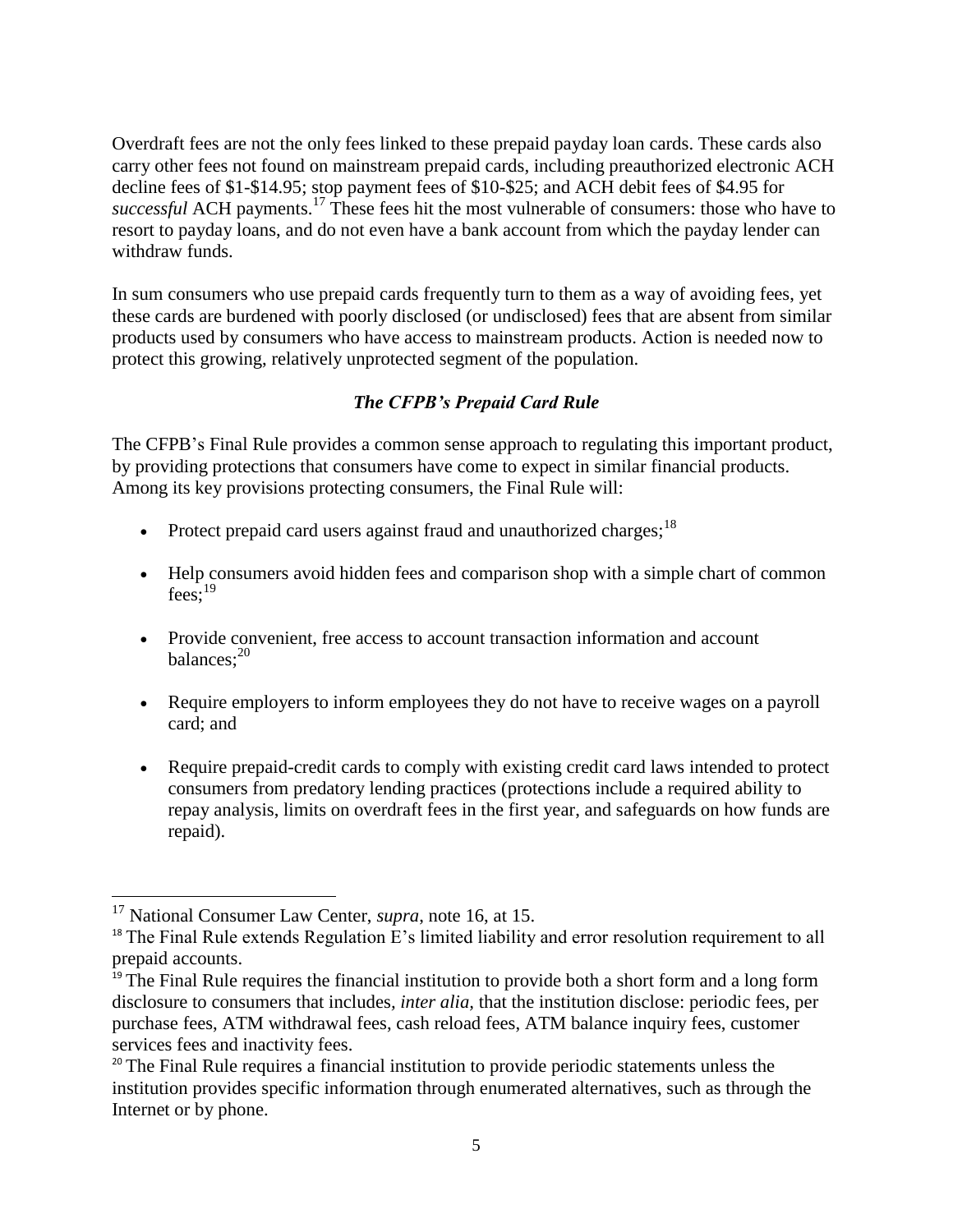Overdraft fees are not the only fees linked to these prepaid payday loan cards. These cards also carry other fees not found on mainstream prepaid cards, including preauthorized electronic ACH decline fees of $1-$14.95; stop payment fees of $10-$25; and ACH debit fees of $4.95 for *successful* ACH payments.[17] These fees hit the most vulnerable of consumers: those who have to resort to payday loans, and do not even have a bank account from which the payday lender can withdraw funds.

In sum consumers who use prepaid cards frequently turn to them as a way of avoiding fees, yet these cards are burdened with poorly disclosed (or undisclosed) fees that are absent from similar products used by consumers who have access to mainstream products. Action is needed now to protect this growing, relatively unprotected segment of the population.

### *The CFPB's Prepaid Card Rule*

The CFPB's Final Rule provides a common sense approach to regulating this important product, by providing protections that consumers have come to expect in similar financial products. Among its key provisions protecting consumers, the Final Rule will:

- Protect prepaid card users against fraud and unauthorized charges;[18]
- Help consumers avoid hidden fees and comparison shop with a simple chart of common fees;[19]
- Provide convenient, free access to account transaction information and account balances;[20]
- Require employers to inform employees they do not have to receive wages on a payroll card; and
- Require prepaid-credit cards to comply with existing credit card laws intended to protect consumers from predatory lending practices (protections include a required ability to repay analysis, limits on overdraft fees in the first year, and safeguards on how funds are repaid).

---

[17] National Consumer Law Center, *supra*, note 16, at 15.

[18] The Final Rule extends Regulation E's limited liability and error resolution requirement to all prepaid accounts.

[19] The Final Rule requires the financial institution to provide both a short form and a long form disclosure to consumers that includes, *inter alia*, that the institution disclose: periodic fees, per purchase fees, ATM withdrawal fees, cash reload fees, ATM balance inquiry fees, customer services fees and inactivity fees.

[20] The Final Rule requires a financial institution to provide periodic statements unless the institution provides specific information through enumerated alternatives, such as through the Internet or by phone.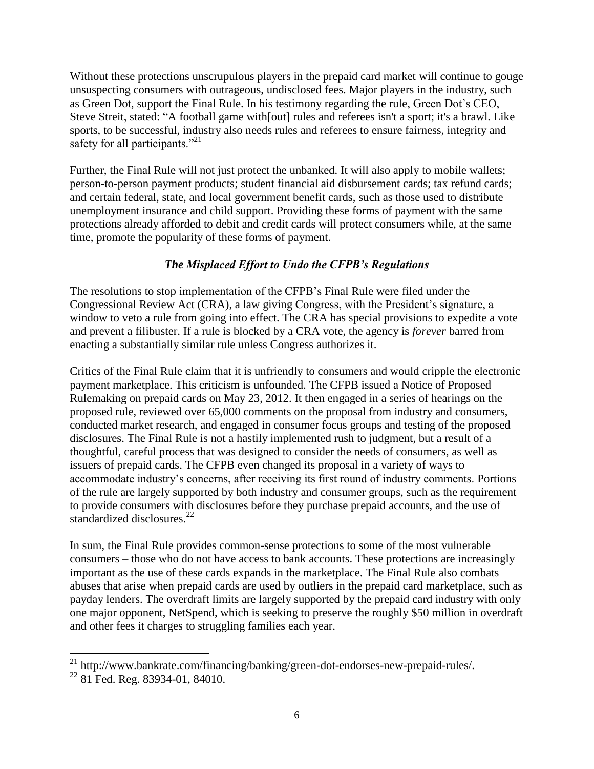Without these protections unscrupulous players in the prepaid card market will continue to gouge unsuspecting consumers with outrageous, undisclosed fees. Major players in the industry, such as Green Dot, support the Final Rule. In his testimony regarding the rule, Green Dot's CEO, Steve Streit, stated: "A football game with[out] rules and referees isn't a sport; it's a brawl. Like sports, to be successful, industry also needs rules and referees to ensure fairness, integrity and safety for all participants."[21]

Further, the Final Rule will not just protect the unbanked. It will also apply to mobile wallets; person-to-person payment products; student financial aid disbursement cards; tax refund cards; and certain federal, state, and local government benefit cards, such as those used to distribute unemployment insurance and child support. Providing these forms of payment with the same protections already afforded to debit and credit cards will protect consumers while, at the same time, promote the popularity of these forms of payment.

### *The Misplaced Effort to Undo the CFPB's Regulations*

The resolutions to stop implementation of the CFPB's Final Rule were filed under the Congressional Review Act (CRA), a law giving Congress, with the President's signature, a window to veto a rule from going into effect. The CRA has special provisions to expedite a vote and prevent a filibuster. If a rule is blocked by a CRA vote, the agency is *forever* barred from enacting a substantially similar rule unless Congress authorizes it.

Critics of the Final Rule claim that it is unfriendly to consumers and would cripple the electronic payment marketplace. This criticism is unfounded. The CFPB issued a Notice of Proposed Rulemaking on prepaid cards on May 23, 2012. It then engaged in a series of hearings on the proposed rule, reviewed over 65,000 comments on the proposal from industry and consumers, conducted market research, and engaged in consumer focus groups and testing of the proposed disclosures. The Final Rule is not a hastily implemented rush to judgment, but a result of a thoughtful, careful process that was designed to consider the needs of consumers, as well as issuers of prepaid cards. The CFPB even changed its proposal in a variety of ways to accommodate industry's concerns, after receiving its first round of industry comments. Portions of the rule are largely supported by both industry and consumer groups, such as the requirement to provide consumers with disclosures before they purchase prepaid accounts, and the use of standardized disclosures.[22]

In sum, the Final Rule provides common-sense protections to some of the most vulnerable consumers – those who do not have access to bank accounts. These protections are increasingly important as the use of these cards expands in the marketplace. The Final Rule also combats abuses that arise when prepaid cards are used by outliers in the prepaid card marketplace, such as payday lenders. The overdraft limits are largely supported by the prepaid card industry with only one major opponent, NetSpend, which is seeking to preserve the roughly $50 million in overdraft and other fees it charges to struggling families each year.

---

[21] http://www.bankrate.com/financing/banking/green-dot-endorses-new-prepaid-rules/.

[22] 81 Fed. Reg. 83934-01, 84010.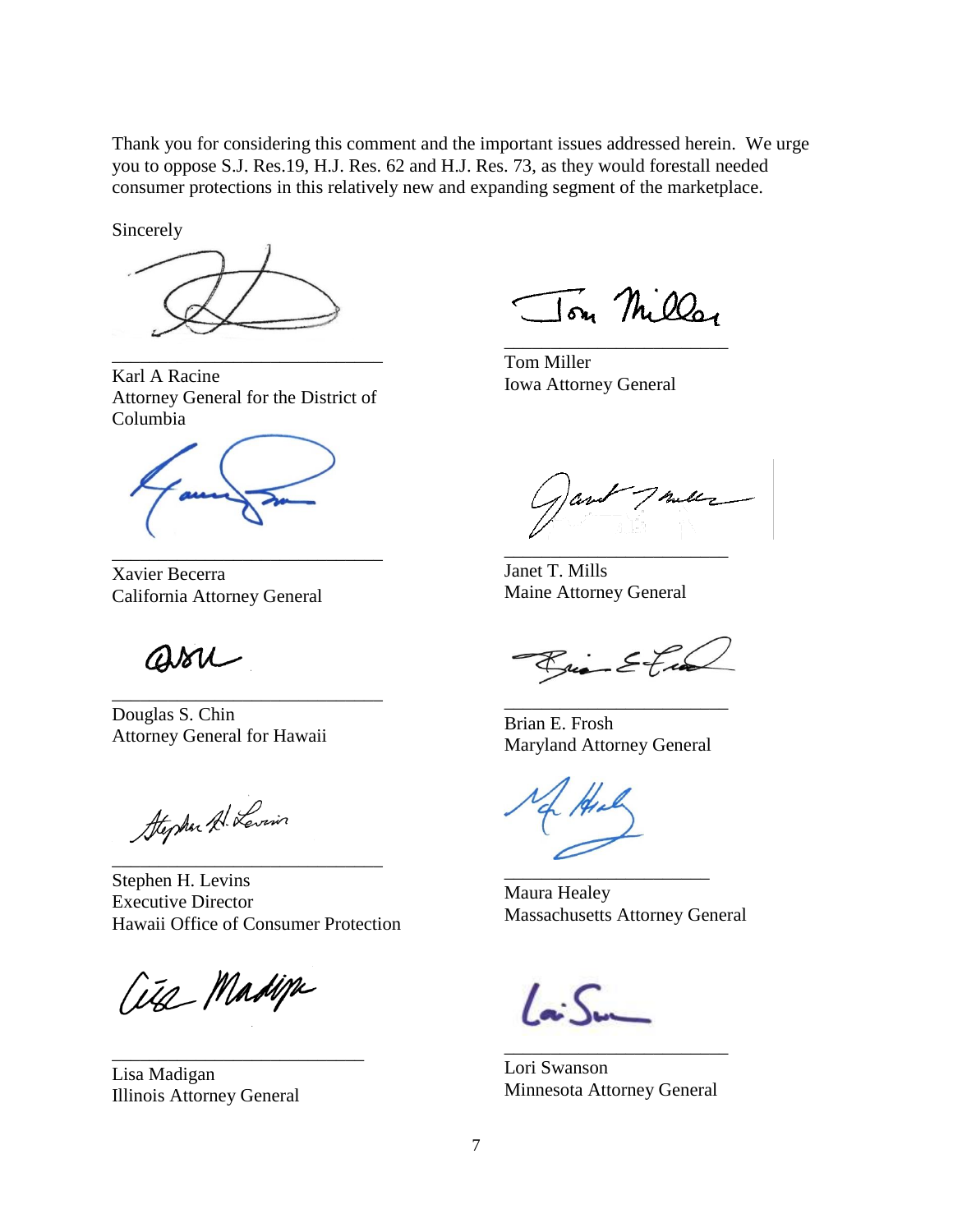Thank you for considering this comment and the important issues addressed herein. We urge you to oppose S.J. Res.19, H.J. Res. 62 and H.J. Res. 73, as they would forestall needed consumer protections in this relatively new and expanding segment of the marketplace.

Sincerely

Karl A Racine
Attorney General for the District of Columbia

Tom Miller
Iowa Attorney General

Xavier Becerra
California Attorney General

Janet T. Mills
Maine Attorney General

Douglas S. Chin
Attorney General for Hawaii

Brian E. Frosh
Maryland Attorney General

Stephen H. Levins
Executive Director
Hawaii Office of Consumer Protection

Maura Healey
Massachusetts Attorney General

Lisa Madigan
Illinois Attorney General

Lori Swanson
Minnesota Attorney General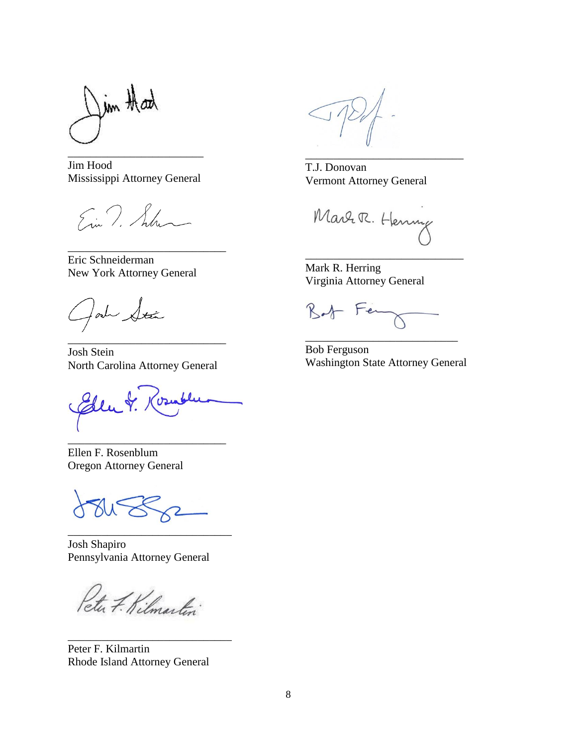Jim Hood
Mississippi Attorney General

Eric Schneiderman
New York Attorney General

Josh Stein
North Carolina Attorney General

Ellen F. Rosenblum
Oregon Attorney General

Josh Shapiro
Pennsylvania Attorney General

Peter F. Kilmartin
Rhode Island Attorney General

T.J. Donovan
Vermont Attorney General

Mark R. Herring
Virginia Attorney General

Bob Ferguson
Washington State Attorney General